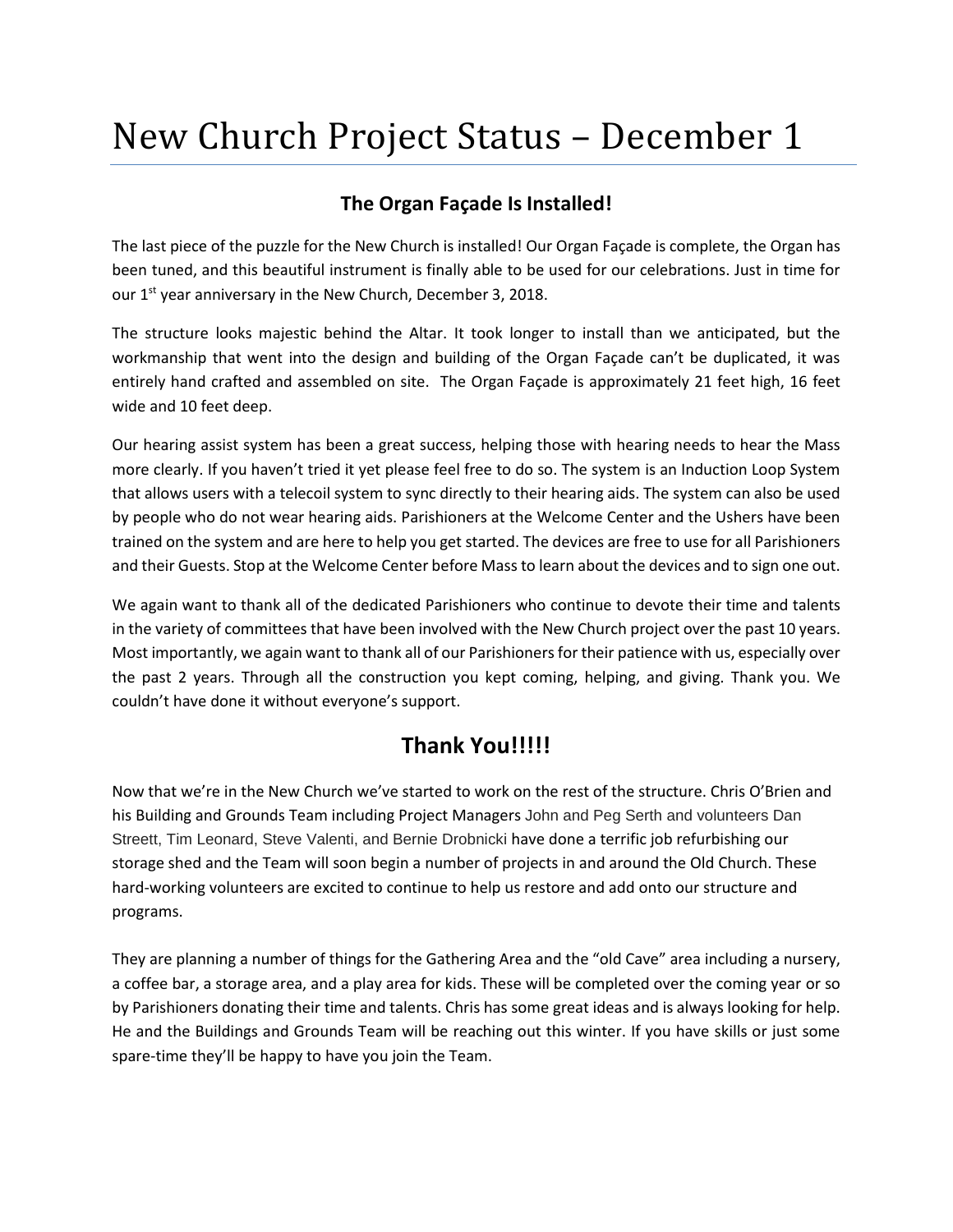# New Church Project Status – December 1

## The Organ Façade Is Installed!

The last piece of the puzzle for the New Church is installed! Our Organ Façade is complete, the Organ has been tuned, and this beautiful instrument is finally able to be used for our celebrations. Just in time for our 1st year anniversary in the New Church, December 3, 2018.

The structure looks majestic behind the Altar. It took longer to install than we anticipated, but the workmanship that went into the design and building of the Organ Façade can't be duplicated, it was entirely hand crafted and assembled on site. The Organ Façade is approximately 21 feet high, 16 feet wide and 10 feet deep.

Our hearing assist system has been a great success, helping those with hearing needs to hear the Mass more clearly. If you haven't tried it yet please feel free to do so. The system is an Induction Loop System that allows users with a telecoil system to sync directly to their hearing aids. The system can also be used by people who do not wear hearing aids. Parishioners at the Welcome Center and the Ushers have been trained on the system and are here to help you get started. The devices are free to use for all Parishioners and their Guests. Stop at the Welcome Center before Mass to learn about the devices and to sign one out.

We again want to thank all of the dedicated Parishioners who continue to devote their time and talents in the variety of committees that have been involved with the New Church project over the past 10 years. Most importantly, we again want to thank all of our Parishioners for their patience with us, especially over the past 2 years. Through all the construction you kept coming, helping, and giving. Thank you. We couldn't have done it without everyone's support.

## Thank You!!!!!

Now that we're in the New Church we've started to work on the rest of the structure. Chris O'Brien and his Building and Grounds Team including Project Managers John and Peg Serth and volunteers Dan Streett, Tim Leonard, Steve Valenti, and Bernie Drobnicki have done a terrific job refurbishing our storage shed and the Team will soon begin a number of projects in and around the Old Church. These hard-working volunteers are excited to continue to help us restore and add onto our structure and programs.

They are planning a number of things for the Gathering Area and the "old Cave" area including a nursery, a coffee bar, a storage area, and a play area for kids. These will be completed over the coming year or so by Parishioners donating their time and talents. Chris has some great ideas and is always looking for help. He and the Buildings and Grounds Team will be reaching out this winter. If you have skills or just some spare-time they'll be happy to have you join the Team.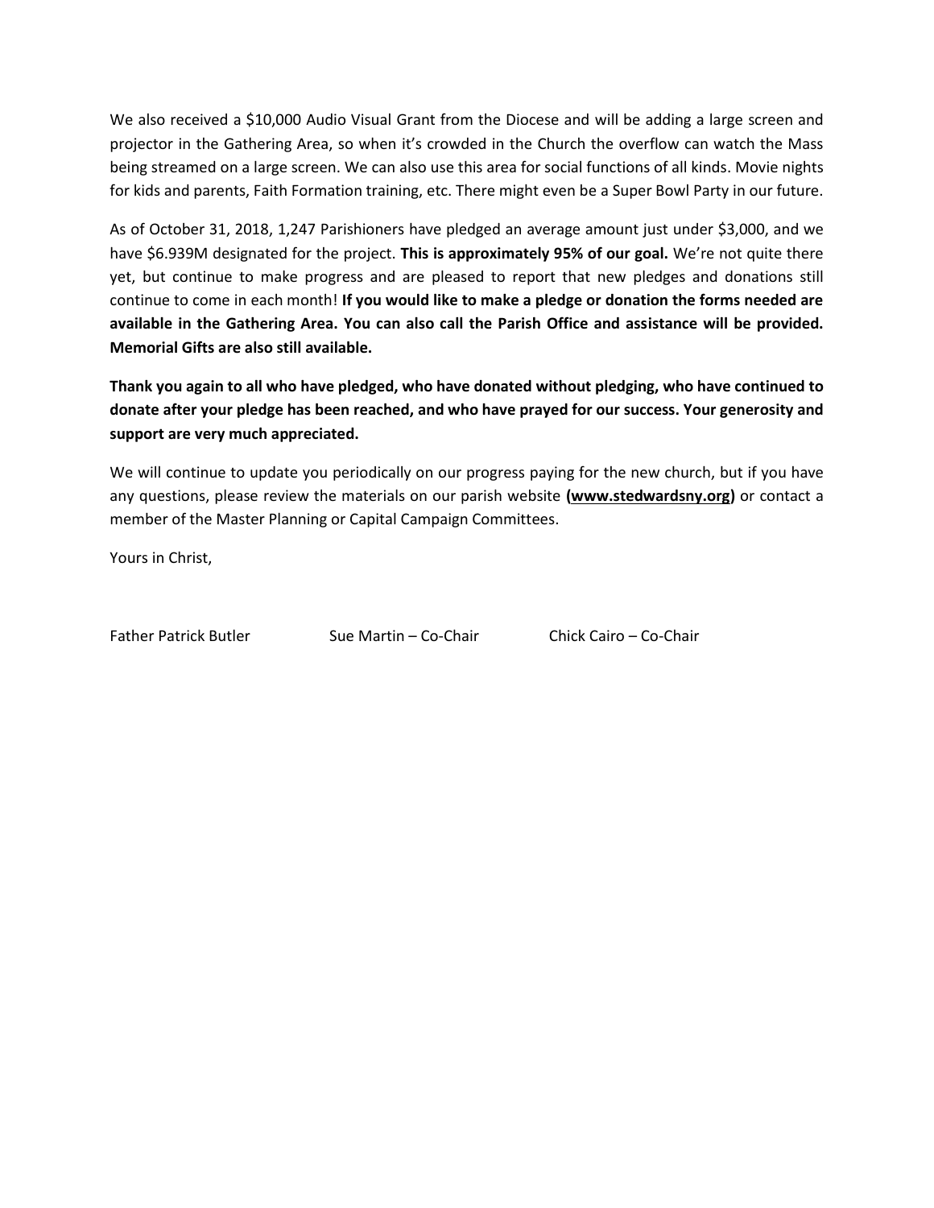We also received a $10,000 Audio Visual Grant from the Diocese and will be adding a large screen and projector in the Gathering Area, so when it's crowded in the Church the overflow can watch the Mass being streamed on a large screen. We can also use this area for social functions of all kinds. Movie nights for kids and parents, Faith Formation training, etc. There might even be a Super Bowl Party in our future.

As of October 31, 2018, 1,247 Parishioners have pledged an average amount just under $3,000, and we have $6.939M designated for the project. **This is approximately 95% of our goal.** We're not quite there yet, but continue to make progress and are pleased to report that new pledges and donations still continue to come in each month! **If you would like to make a pledge or donation the forms needed are available in the Gathering Area. You can also call the Parish Office and assistance will be provided. Memorial Gifts are also still available.**

**Thank you again to all who have pledged, who have donated without pledging, who have continued to donate after your pledge has been reached, and who have prayed for our success. Your generosity and support are very much appreciated.**

We will continue to update you periodically on our progress paying for the new church, but if you have any questions, please review the materials on our parish website **(www.stedwardsny.org)** or contact a member of the Master Planning or Capital Campaign Committees.

Yours in Christ,

Father Patrick Butler

Sue Martin – Co-Chair

Chick Cairo – Co-Chair